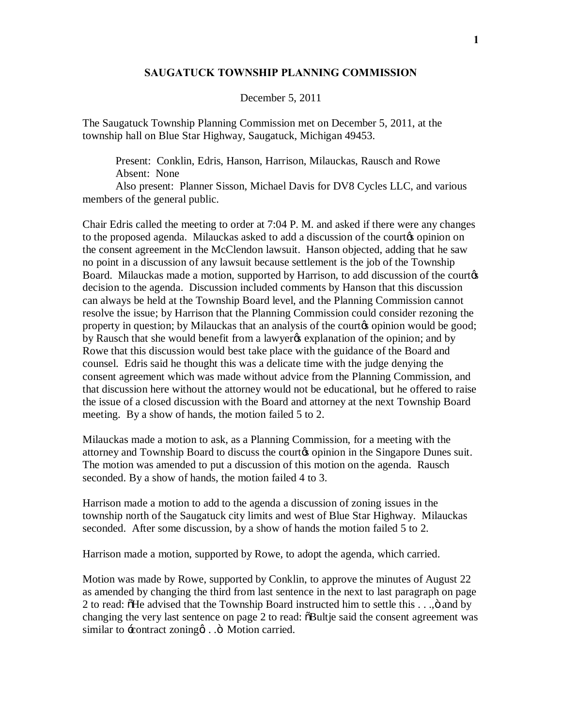## SAUGATUCK TOWNSHIP PLANNING COMMISSION

December 5, 2011

The Saugatuck Township Planning Commission met on December 5, 2011, at the township hall on Blue Star Highway, Saugatuck, Michigan 49453.

Present: Conklin, Edris, Hanson, Harrison, Milauckas, Rausch and Rowe
Absent: None
Also present: Planner Sisson, Michael Davis for DV8 Cycles LLC, and various members of the general public.

Chair Edris called the meeting to order at 7:04 P. M. and asked if there were any changes to the proposed agenda. Milauckas asked to add a discussion of the court's opinion on the consent agreement in the McClendon lawsuit. Hanson objected, adding that he saw no point in a discussion of any lawsuit because settlement is the job of the Township Board. Milauckas made a motion, supported by Harrison, to add discussion of the court's decision to the agenda. Discussion included comments by Hanson that this discussion can always be held at the Township Board level, and the Planning Commission cannot resolve the issue; by Harrison that the Planning Commission could consider rezoning the property in question; by Milauckas that an analysis of the court's opinion would be good; by Rausch that she would benefit from a lawyer's explanation of the opinion; and by Rowe that this discussion would best take place with the guidance of the Board and counsel. Edris said he thought this was a delicate time with the judge denying the consent agreement which was made without advice from the Planning Commission, and that discussion here without the attorney would not be educational, but he offered to raise the issue of a closed discussion with the Board and attorney at the next Township Board meeting. By a show of hands, the motion failed 5 to 2.

Milauckas made a motion to ask, as a Planning Commission, for a meeting with the attorney and Township Board to discuss the court's opinion in the Singapore Dunes suit. The motion was amended to put a discussion of this motion on the agenda. Rausch seconded. By a show of hands, the motion failed 4 to 3.

Harrison made a motion to add to the agenda a discussion of zoning issues in the township north of the Saugatuck city limits and west of Blue Star Highway. Milauckas seconded. After some discussion, by a show of hands the motion failed 5 to 2.

Harrison made a motion, supported by Rowe, to adopt the agenda, which carried.

Motion was made by Rowe, supported by Conklin, to approve the minutes of August 22 as amended by changing the third from last sentence in the next to last paragraph on page 2 to read: "He advised that the Township Board instructed him to settle this . . .," and by changing the very last sentence on page 2 to read: "Bultje said the consent agreement was similar to 'contract zoning' . . ." Motion carried.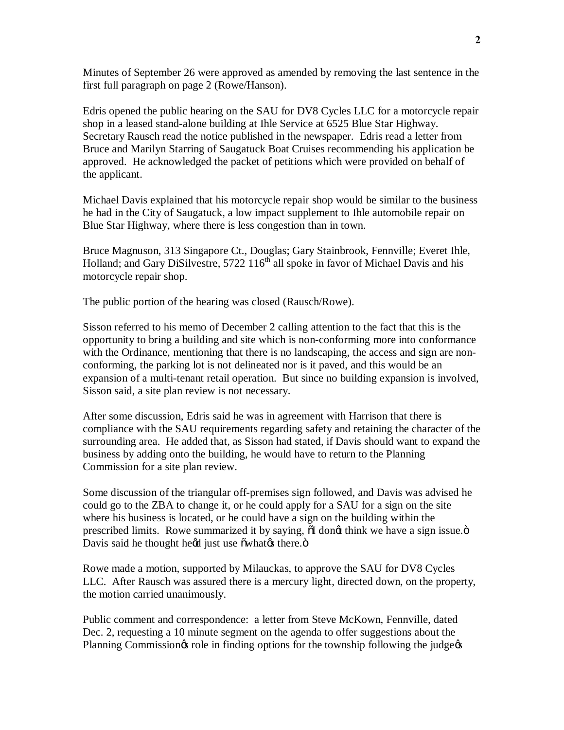Minutes of September 26 were approved as amended by removing the last sentence in the first full paragraph on page 2 (Rowe/Hanson).

Edris opened the public hearing on the SAU for DV8 Cycles LLC for a motorcycle repair shop in a leased stand-alone building at Ihle Service at 6525 Blue Star Highway. Secretary Rausch read the notice published in the newspaper. Edris read a letter from Bruce and Marilyn Starring of Saugatuck Boat Cruises recommending his application be approved. He acknowledged the packet of petitions which were provided on behalf of the applicant.

Michael Davis explained that his motorcycle repair shop would be similar to the business he had in the City of Saugatuck, a low impact supplement to Ihle automobile repair on Blue Star Highway, where there is less congestion than in town.

Bruce Magnuson, 313 Singapore Ct., Douglas; Gary Stainbrook, Fennville; Everet Ihle, Holland; and Gary DiSilvestre, 5722 116th all spoke in favor of Michael Davis and his motorcycle repair shop.

The public portion of the hearing was closed (Rausch/Rowe).

Sisson referred to his memo of December 2 calling attention to the fact that this is the opportunity to bring a building and site which is non-conforming more into conformance with the Ordinance, mentioning that there is no landscaping, the access and sign are non-conforming, the parking lot is not delineated nor is it paved, and this would be an expansion of a multi-tenant retail operation. But since no building expansion is involved, Sisson said, a site plan review is not necessary.

After some discussion, Edris said he was in agreement with Harrison that there is compliance with the SAU requirements regarding safety and retaining the character of the surrounding area. He added that, as Sisson had stated, if Davis should want to expand the business by adding onto the building, he would have to return to the Planning Commission for a site plan review.

Some discussion of the triangular off-premises sign followed, and Davis was advised he could go to the ZBA to change it, or he could apply for a SAU for a sign on the site where his business is located, or he could have a sign on the building within the prescribed limits. Rowe summarized it by saying, "I don't think we have a sign issue." Davis said he thought he'd just use "what's there."

Rowe made a motion, supported by Milauckas, to approve the SAU for DV8 Cycles LLC. After Rausch was assured there is a mercury light, directed down, on the property, the motion carried unanimously.

Public comment and correspondence: a letter from Steve McKown, Fennville, dated Dec. 2, requesting a 10 minute segment on the agenda to offer suggestions about the Planning Commission's role in finding options for the township following the judge's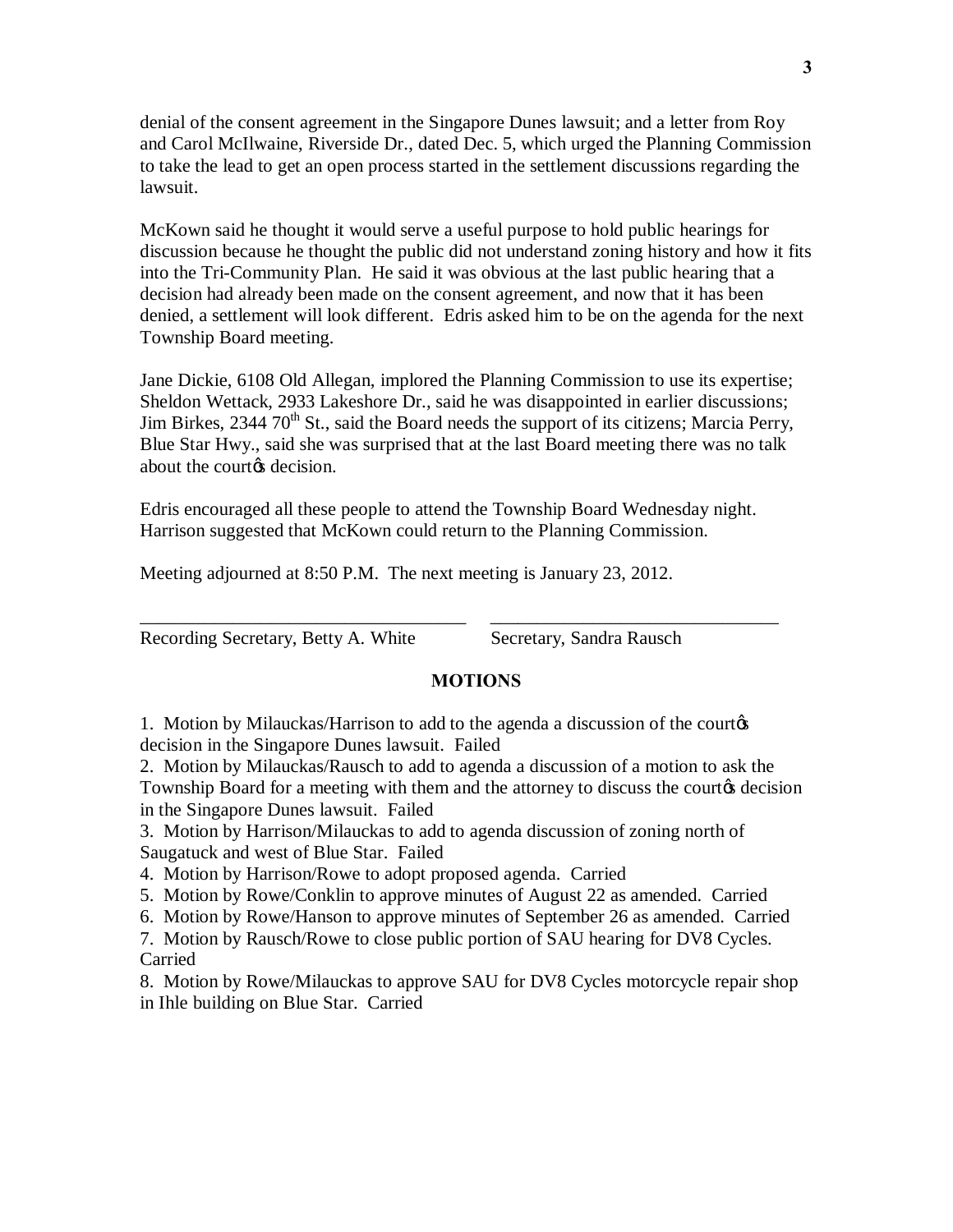denial of the consent agreement in the Singapore Dunes lawsuit; and a letter from Roy and Carol McIlwaine, Riverside Dr., dated Dec. 5, which urged the Planning Commission to take the lead to get an open process started in the settlement discussions regarding the lawsuit.

McKown said he thought it would serve a useful purpose to hold public hearings for discussion because he thought the public did not understand zoning history and how it fits into the Tri-Community Plan. He said it was obvious at the last public hearing that a decision had already been made on the consent agreement, and now that it has been denied, a settlement will look different. Edris asked him to be on the agenda for the next Township Board meeting.

Jane Dickie, 6108 Old Allegan, implored the Planning Commission to use its expertise; Sheldon Wettack, 2933 Lakeshore Dr., said he was disappointed in earlier discussions; Jim Birkes, 2344 70th St., said the Board needs the support of its citizens; Marcia Perry, Blue Star Hwy., said she was surprised that at the last Board meeting there was no talk about the court's decision.

Edris encouraged all these people to attend the Township Board Wednesday night. Harrison suggested that McKown could return to the Planning Commission.

Meeting adjourned at 8:50 P.M. The next meeting is January 23, 2012.

\_\_\_\_\_\_\_\_\_\_\_\_\_\_\_\_\_\_\_\_\_\_\_\_\_\_\_\_\_\_\_\_\_\_\_\_ \_\_\_\_\_\_\_\_\_\_\_\_\_\_\_\_\_\_\_\_\_\_\_\_\_\_\_\_\_\_\_\_\_\_\_

Recording Secretary, Betty A. White    Secretary, Sandra Rausch

## MOTIONS

1. Motion by Milauckas/Harrison to add to the agenda a discussion of the court's decision in the Singapore Dunes lawsuit. Failed
2. Motion by Milauckas/Rausch to add to agenda a discussion of a motion to ask the Township Board for a meeting with them and the attorney to discuss the court's decision in the Singapore Dunes lawsuit. Failed
3. Motion by Harrison/Milauckas to add to agenda discussion of zoning north of Saugatuck and west of Blue Star. Failed
4. Motion by Harrison/Rowe to adopt proposed agenda. Carried
5. Motion by Rowe/Conklin to approve minutes of August 22 as amended. Carried
6. Motion by Rowe/Hanson to approve minutes of September 26 as amended. Carried
7. Motion by Rausch/Rowe to close public portion of SAU hearing for DV8 Cycles. Carried
8. Motion by Rowe/Milauckas to approve SAU for DV8 Cycles motorcycle repair shop in Ihle building on Blue Star. Carried